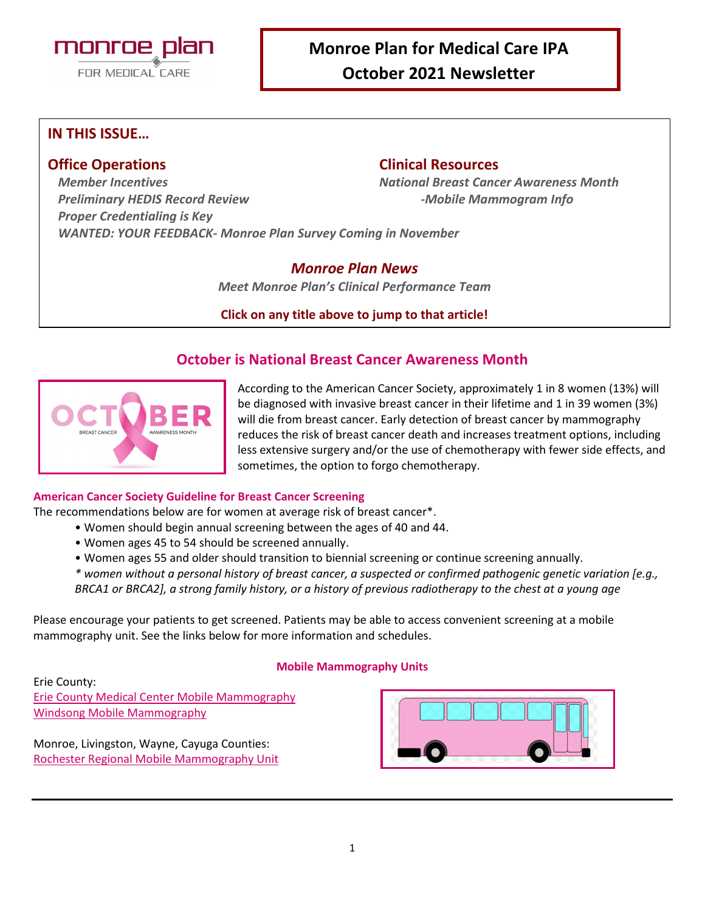# Monroe Plan for Medical Care IPA
# October 2021 Newsletter

## IN THIS ISSUE…

### Office Operations

*Member Incentives*
*Preliminary HEDIS Record Review*
*Proper Credentialing is Key*
*WANTED: YOUR FEEDBACK- Monroe Plan Survey Coming in November*

### Clinical Resources

*National Breast Cancer Awareness Month*
*-Mobile Mammogram Info*

### *Monroe Plan News*

*Meet Monroe Plan's Clinical Performance Team*

**Click on any title above to jump to that article!**

## October is National Breast Cancer Awareness Month

According to the American Cancer Society, approximately 1 in 8 women (13%) will be diagnosed with invasive breast cancer in their lifetime and 1 in 39 women (3%) will die from breast cancer. Early detection of breast cancer by mammography reduces the risk of breast cancer death and increases treatment options, including less extensive surgery and/or the use of chemotherapy with fewer side effects, and sometimes, the option to forgo chemotherapy.

**American Cancer Society Guideline for Breast Cancer Screening**

The recommendations below are for women at average risk of breast cancer*.

- Women should begin annual screening between the ages of 40 and 44.
- Women ages 45 to 54 should be screened annually.
- Women ages 55 and older should transition to biennial screening or continue screening annually.

*\* women without a personal history of breast cancer, a suspected or confirmed pathogenic genetic variation [e.g., BRCA1 or BRCA2], a strong family history, or a history of previous radiotherapy to the chest at a young age*

Please encourage your patients to get screened. Patients may be able to access convenient screening at a mobile mammography unit. See the links below for more information and schedules.

**Mobile Mammography Units**

Erie County:
Erie County Medical Center Mobile Mammography
Windsong Mobile Mammography

Monroe, Livingston, Wayne, Cayuga Counties:
Rochester Regional Mobile Mammography Unit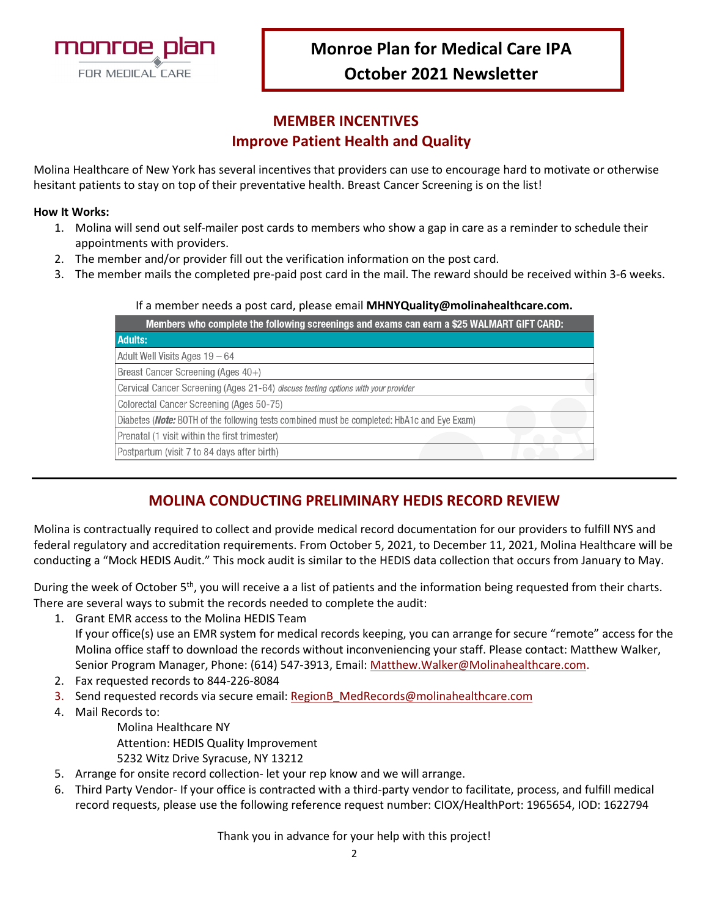monroe plan
FOR MEDICAL CARE

# Monroe Plan for Medical Care IPA
# October 2021 Newsletter

## MEMBER INCENTIVES
## Improve Patient Health and Quality

Molina Healthcare of New York has several incentives that providers can use to encourage hard to motivate or otherwise hesitant patients to stay on top of their preventative health. Breast Cancer Screening is on the list!

**How It Works:**

1. Molina will send out self-mailer post cards to members who show a gap in care as a reminder to schedule their appointments with providers.
2. The member and/or provider fill out the verification information on the post card.
3. The member mails the completed pre-paid post card in the mail. The reward should be received within 3-6 weeks.

If a member needs a post card, please email **MHNYQuality@molinahealthcare.com.**

| Members who complete the following screenings and exams can earn a $25 WALMART GIFT CARD: |
|---|
| **Adults:** |
| Adult Well Visits Ages 19 – 64 |
| Breast Cancer Screening (Ages 40+) |
| Cervical Cancer Screening (Ages 21-64) *discuss testing options with your provider* |
| Colorectal Cancer Screening (Ages 50-75) |
| Diabetes (***Note:*** BOTH of the following tests combined must be completed: HbA1c and Eye Exam) |
| Prenatal (1 visit within the first trimester) |
| Postpartum (visit 7 to 84 days after birth) |

---

## MOLINA CONDUCTING PRELIMINARY HEDIS RECORD REVIEW

Molina is contractually required to collect and provide medical record documentation for our providers to fulfill NYS and federal regulatory and accreditation requirements. From October 5, 2021, to December 11, 2021, Molina Healthcare will be conducting a "Mock HEDIS Audit." This mock audit is similar to the HEDIS data collection that occurs from January to May.

During the week of October 5th, you will receive a a list of patients and the information being requested from their charts. There are several ways to submit the records needed to complete the audit:

1. Grant EMR access to the Molina HEDIS Team
   If your office(s) use an EMR system for medical records keeping, you can arrange for secure "remote" access for the Molina office staff to download the records without inconveniencing your staff. Please contact: Matthew Walker, Senior Program Manager, Phone: (614) 547-3913, Email: Matthew.Walker@Molinahealthcare.com.
2. Fax requested records to 844-226-8084
3. Send requested records via secure email: RegionB_MedRecords@molinahealthcare.com
4. Mail Records to:
   Molina Healthcare NY
   Attention: HEDIS Quality Improvement
   5232 Witz Drive Syracuse, NY 13212
5. Arrange for onsite record collection- let your rep know and we will arrange.
6. Third Party Vendor- If your office is contracted with a third-party vendor to facilitate, process, and fulfill medical record requests, please use the following reference request number: CIOX/HealthPort: 1965654, IOD: 1622794

Thank you in advance for your help with this project!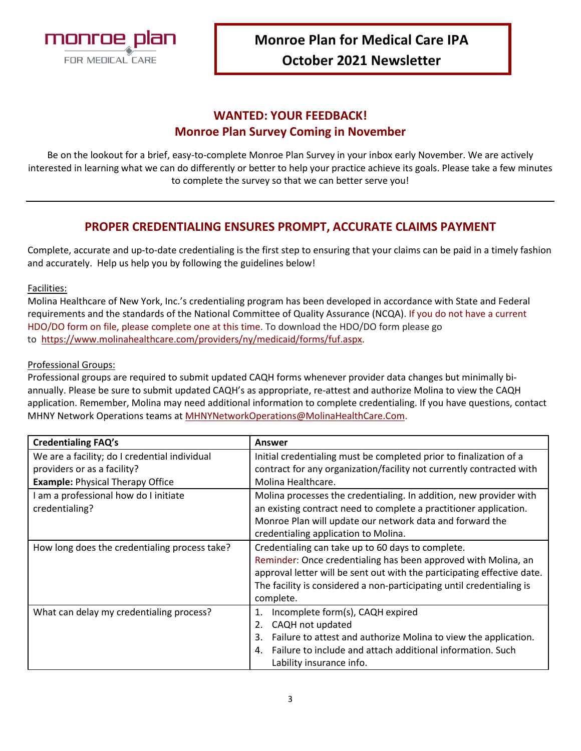monroe plan
FOR MEDICAL CARE

# Monroe Plan for Medical Care IPA
# October 2021 Newsletter

## WANTED: YOUR FEEDBACK!
## Monroe Plan Survey Coming in November

Be on the lookout for a brief, easy-to-complete Monroe Plan Survey in your inbox early November. We are actively interested in learning what we can do differently or better to help your practice achieve its goals. Please take a few minutes to complete the survey so that we can better serve you!

---

## PROPER CREDENTIALING ENSURES PROMPT, ACCURATE CLAIMS PAYMENT

Complete, accurate and up-to-date credentialing is the first step to ensuring that your claims can be paid in a timely fashion and accurately. Help us help you by following the guidelines below!

Facilities:
Molina Healthcare of New York, Inc.'s credentialing program has been developed in accordance with State and Federal requirements and the standards of the National Committee of Quality Assurance (NCQA). If you do not have a current HDO/DO form on file, please complete one at this time. To download the HDO/DO form please go to https://www.molinahealthcare.com/providers/ny/medicaid/forms/fuf.aspx.

Professional Groups:
Professional groups are required to submit updated CAQH forms whenever provider data changes but minimally bi-annually. Please be sure to submit updated CAQH's as appropriate, re-attest and authorize Molina to view the CAQH application. Remember, Molina may need additional information to complete credentialing. If you have questions, contact MHNY Network Operations teams at MHNYNetworkOperations@MolinaHealthCare.Com.

| Credentialing FAQ's | Answer |
|---|---|
| We are a facility; do I credential individual providers or as a facility? **Example:** Physical Therapy Office | Initial credentialing must be completed prior to finalization of a contract for any organization/facility not currently contracted with Molina Healthcare. |
| I am a professional how do I initiate credentialing? | Molina processes the credentialing. In addition, new provider with an existing contract need to complete a practitioner application. Monroe Plan will update our network data and forward the credentialing application to Molina. |
| How long does the credentialing process take? | Credentialing can take up to 60 days to complete. Reminder: Once credentialing has been approved with Molina, an approval letter will be sent out with the participating effective date. The facility is considered a non-participating until credentialing is complete. |
| What can delay my credentialing process? | 1. Incomplete form(s), CAQH expired<br>2. CAQH not updated<br>3. Failure to attest and authorize Molina to view the application.<br>4. Failure to include and attach additional information. Such Lability insurance info. |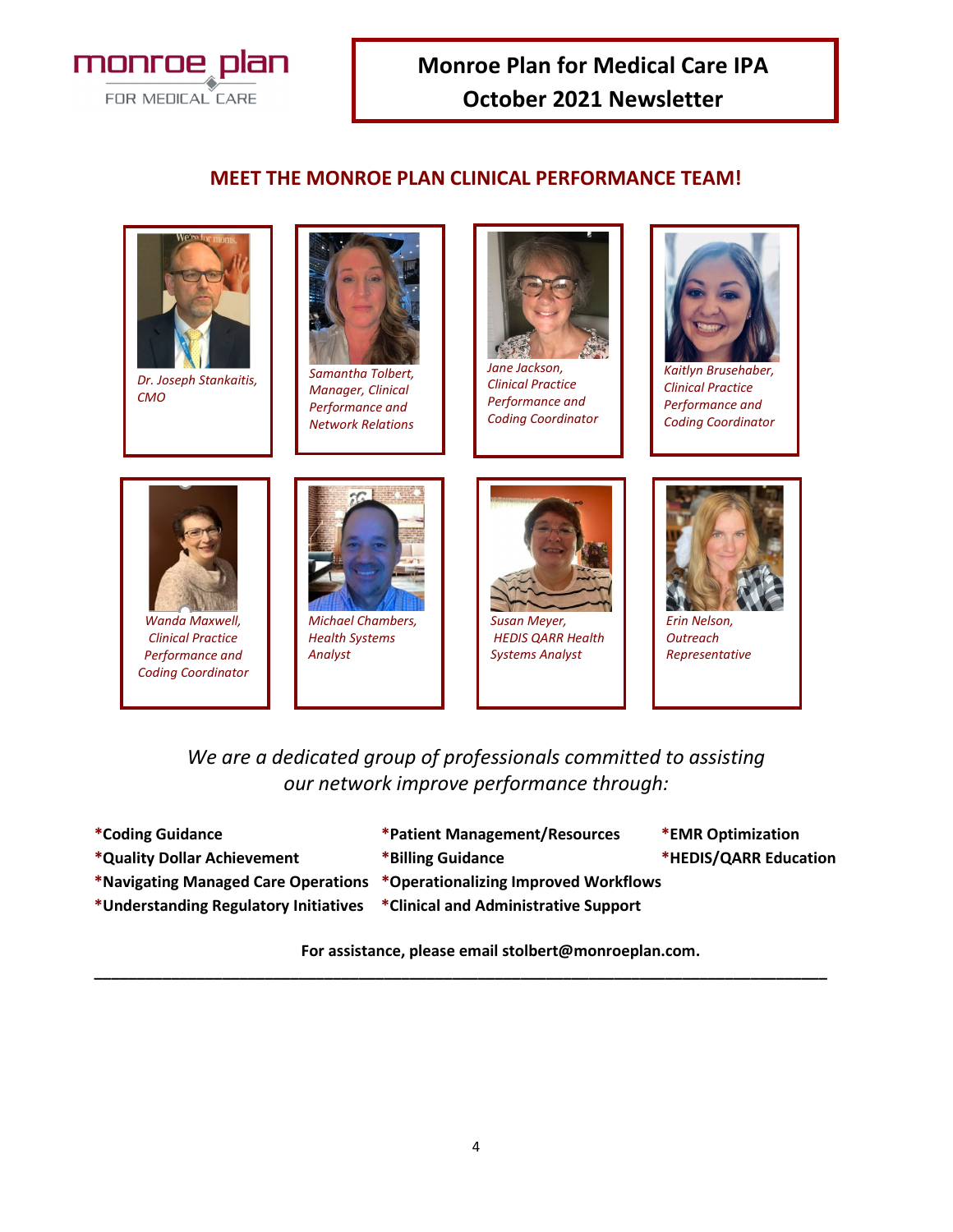monroe plan FOR MEDICAL CARE

# Monroe Plan for Medical Care IPA
# October 2021 Newsletter

## MEET THE MONROE PLAN CLINICAL PERFORMANCE TEAM!

*Dr. Joseph Stankaitis, CMO*

*Samantha Tolbert, Manager, Clinical Performance and Network Relations*

*Jane Jackson, Clinical Practice Performance and Coding Coordinator*

*Kaitlyn Brusehaber, Clinical Practice Performance and Coding Coordinator*

*Wanda Maxwell, Clinical Practice Performance and Coding Coordinator*

*Michael Chambers, Health Systems Analyst*

*Susan Meyer, HEDIS QARR Health Systems Analyst*

*Erin Nelson, Outreach Representative*

*We are a dedicated group of professionals committed to assisting our network improve performance through:*

**\*Coding Guidance**
**\*Quality Dollar Achievement**
**\*Navigating Managed Care Operations**
**\*Understanding Regulatory Initiatives**
**\*Patient Management/Resources**
**\*Billing Guidance**
**\*Operationalizing Improved Workflows**
**\*Clinical and Administrative Support**
**\*EMR Optimization**
**\*HEDIS/QARR Education**

**For assistance, please email stolbert@monroeplan.com.**